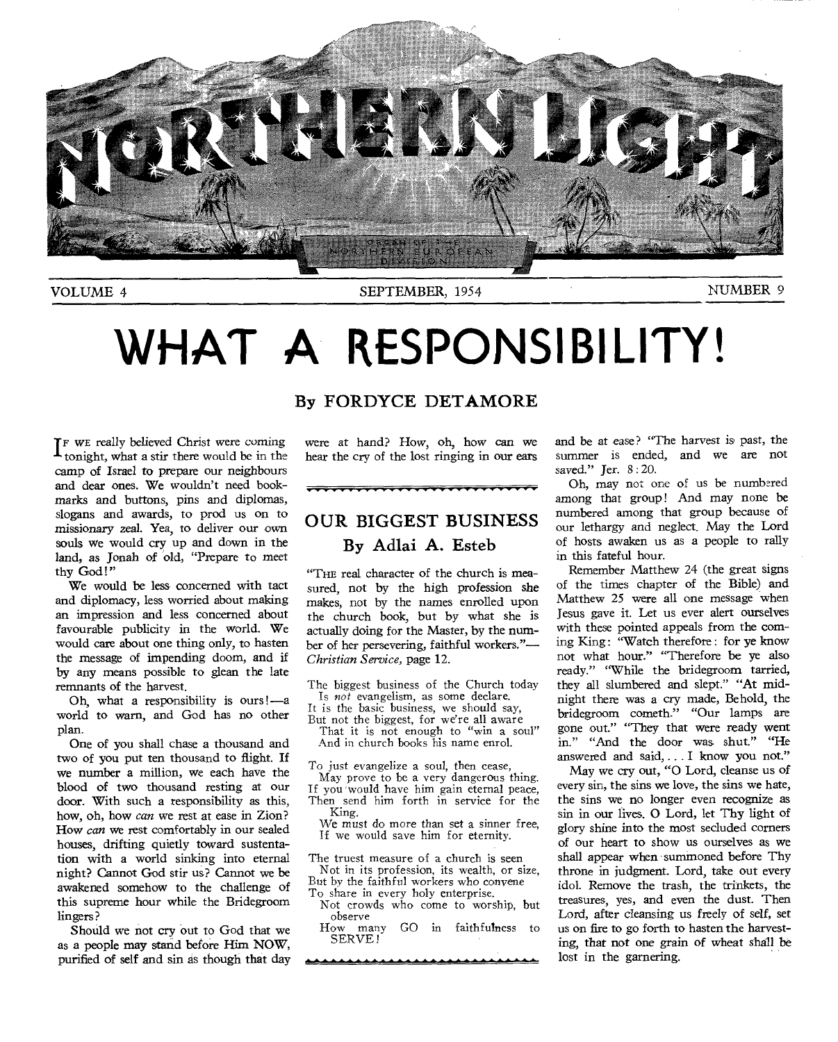# NORTHERN LIGHT

ORGAN OF THE NORTHERN EUROPEAN DIVISION

VOLUME 4 — SEPTEMBER, 1954 — NUMBER 9

# WHAT A RESPONSIBILITY!

## By FORDYCE DETAMORE

IF WE really believed Christ were coming tonight, what a stir there would be in the camp of Israel to prepare our neighbours and dear ones. We wouldn't need bookmarks and buttons, pins and diplomas, slogans and awards, to prod us on to missionary zeal. Yea, to deliver our own souls we would cry up and down in the land, as Jonah of old, "Prepare to meet thy God!"

We would be less concerned with tact and diplomacy, less worried about making an impression and less concerned about favourable publicity in the world. We would care about one thing only, to hasten the message of impending doom, and if by any means possible to glean the late remnants of the harvest.

Oh, what a responsibility is ours!—a world to warn, and God has no other plan.

One of you shall chase a thousand and two of you put ten thousand to flight. If we number a million, we each have the blood of two thousand resting at our door. With such a responsibility as this, how, oh, how *can* we rest at ease in Zion? How *can* we rest comfortably in our sealed houses, drifting quietly toward sustentation with a world sinking into eternal night? Cannot God stir us? Cannot we be awakened somehow to the challenge of this supreme hour while the Bridegroom lingers?

Should we not cry out to God that we as a people may stand before Him NOW, purified of self and sin as though that day were at hand? How, oh, how can we hear the cry of the lost ringing in our ears and be at ease? "The harvest is past, the summer is ended, and we are not saved." Jer. 8:20.

Oh, may not one of us be numbered among that group! And may none be numbered among that group because of our lethargy and neglect. May the Lord of hosts awaken us as a people to rally in this fateful hour.

Remember Matthew 24 (the great signs of the times chapter of the Bible) and Matthew 25 were all one message when Jesus gave it. Let us ever alert ourselves with these pointed appeals from the coming King: "Watch therefore: for ye know not what hour." "Therefore be ye also ready." "While the bridegroom tarried, they all slumbered and slept." "At midnight there was a cry made, Behold, the bridegroom cometh." "Our lamps are gone out." "They that were ready went in." "And the door was shut." "He answered and said, . . . I know you not."

May we cry out, "O Lord, cleanse us of every sin, the sins we love, the sins we hate, the sins we no longer even recognize as sin in our lives. O Lord, let Thy light of glory shine into the most secluded corners of our heart to show us ourselves as we shall appear when summoned before Thy throne in judgment. Lord, take out every idol. Remove the trash, the trinkets, the treasures, yes, and even the dust. Then Lord, after cleansing us freely of self, set us on fire to go forth to hasten the harvesting, that not one grain of wheat shall be lost in the garnering.

---

## OUR BIGGEST BUSINESS

### By Adlai A. Esteb

"THE real character of the church is measured, not by the high profession she makes, not by the names enrolled upon the church book, but by what she is actually doing for the Master, by the number of her persevering, faithful workers."—*Christian Service*, page 12.

The biggest business of the Church today
Is *not* evangelism, as some declare.
It is the basic business, we should say,
But not the biggest, for we're all aware
That it is not enough to "win a soul"
And in church books his name enrol.

To just evangelize a soul, then cease,
May prove to be a very dangerous thing.
If you would have him gain eternal peace,
Then send him forth in service for the King.
We must do more than set a sinner free,
If we would save him for eternity.

The truest measure of a church is seen
Not in its profession, its wealth, or size,
But by the faithful workers who convene
To share in every holy enterprise.
Not crowds who come to worship, but observe
How many GO in faithfulness to SERVE!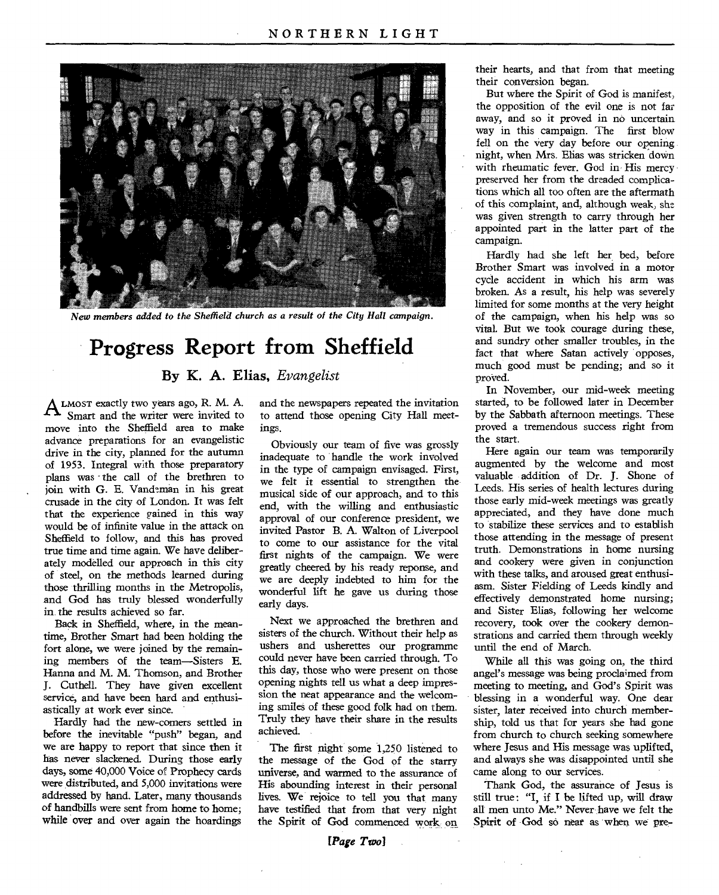*New members added to the Sheffield church as a result of the City Hall campaign.*

# Progress Report from Sheffield

## By K. A. Elias, *Evangelist*

ALMOST exactly two years ago, R. M. A. Smart and the writer were invited to move into the Sheffield area to make advance preparations for an evangelistic drive in the city, planned for the autumn of 1953. Integral with those preparatory plans was the call of the brethren to join with G. E. Vandeman in his great crusade in the city of London. It was felt that the experience gained in this way would be of infinite value in the attack on Sheffield to follow, and this has proved true time and time again. We have deliberately modelled our approach in this city of steel, on the methods learned during those thrilling months in the Metropolis, and God has truly blessed wonderfully in the results achieved so far.

Back in Sheffield, where, in the meantime, Brother Smart had been holding the fort alone, we were joined by the remaining members of the team—Sisters E. Hanna and M. M. Thomson, and Brother J. Cuthell. They have given excellent service, and have been hard and enthusiastically at work ever since.

Hardly had the new-comers settled in before the inevitable "push" began, and we are happy to report that since then it has never slackened. During those early days, some 40,000 Voice of Prophecy cards were distributed, and 5,000 invitations were addressed by hand. Later, many thousands of handbills were sent from home to home; while over and over again the hoardings and the newspapers repeated the invitation to attend those opening City Hall meetings.

Obviously our team of five was grossly inadequate to handle the work involved in the type of campaign envisaged. First, we felt it essential to strengthen the musical side of our approach, and to this end, with the willing and enthusiastic approval of our conference president, we invited Pastor B. A. Walton of Liverpool to come to our assistance for the vital first nights of the campaign. We were greatly cheered by his ready reponse, and we are deeply indebted to him for the wonderful lift he gave us during those early days.

Next we approached the brethren and sisters of the church. Without their help as ushers and usherettes our programme could never have been carried through. To this day, those who were present on those opening nights tell us what a deep impression the neat appearance and the welcoming smiles of these good folk had on them. Truly they have their share in the results achieved.

The first night some 1,250 listened to the message of the God of the starry universe, and warmed to the assurance of His abounding interest in their personal lives. We rejoice to tell you that many have testified that from that very night the Spirit of God commenced work on their hearts, and that from that meeting their conversion began.

But where the Spirit of God is manifest, the opposition of the evil one is not far away, and so it proved in no uncertain way in this campaign. The first blow fell on the very day before our opening night, when Mrs. Elias was stricken down with rheumatic fever. God in His mercy preserved her from the dreaded complications which all too often are the aftermath of this complaint, and, although weak, she was given strength to carry through her appointed part in the latter part of the campaign.

Hardly had she left her bed, before Brother Smart was involved in a motor cycle accident in which his arm was broken. As a result, his help was severely limited for some months at the very height of the campaign, when his help was so vital. But we took courage during these, and sundry other smaller troubles, in the fact that where Satan actively opposes, much good must be pending; and so it proved.

In November, our mid-week meeting started, to be followed later in December by the Sabbath afternoon meetings. These proved a tremendous success right from the start.

Here again our team was temporarily augmented by the welcome and most valuable addition of Dr. J. Shone of Leeds. His series of health lectures during those early mid-week meetings was greatly appreciated, and they have done much to stabilize these services and to establish those attending in the message of present truth. Demonstrations in home nursing and cookery were given in conjunction with these talks, and aroused great enthusiasm. Sister Fielding of Leeds kindly and effectively demonstrated home nursing; and Sister Elias, following her welcome recovery, took over the cookery demonstrations and carried them through weekly until the end of March.

While all this was going on, the third angel's message was being proclaimed from meeting to meeting, and God's Spirit was blessing in a wonderful way. One dear sister, later received into church membership, told us that for years she had gone from church to church seeking somewhere where Jesus and His message was uplifted, and always she was disappointed until she came along to our services.

Thank God, the assurance of Jesus is still true: "I, if I be lifted up, will draw all men unto Me." Never have we felt the Spirit of God so near as when we pre-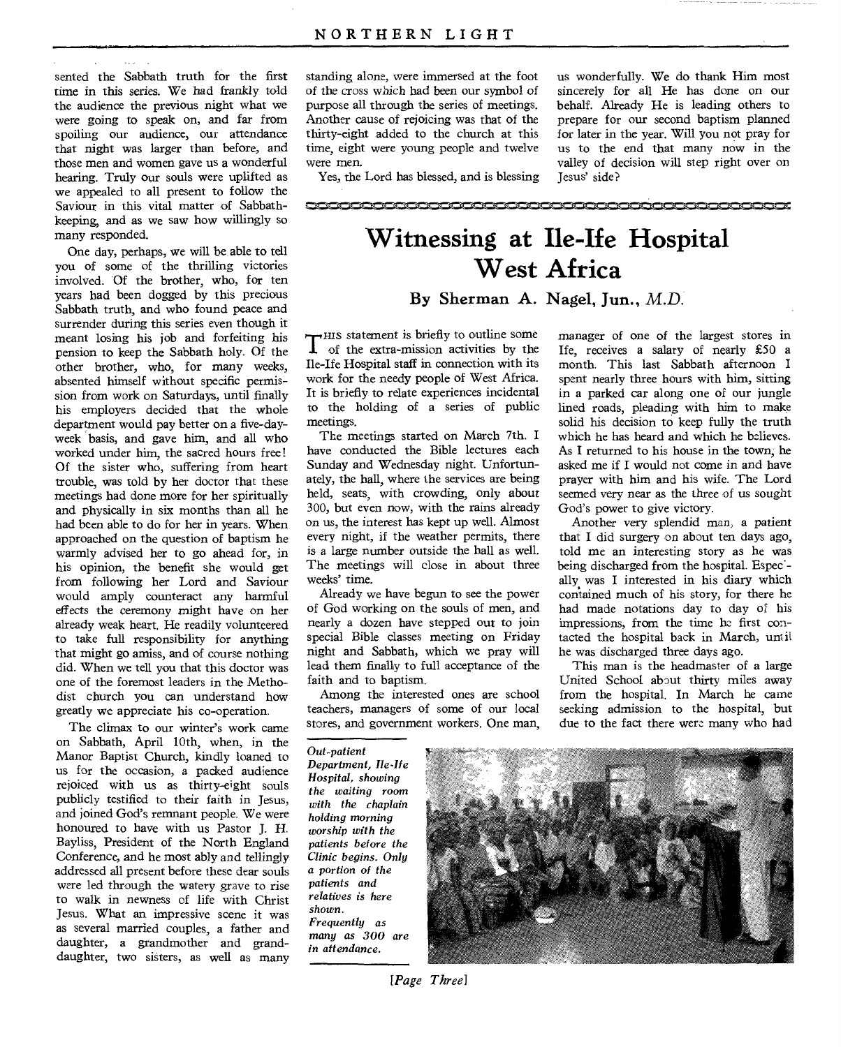sented the Sabbath truth for the first time in this series. We had frankly told the audience the previous night what we were going to speak on, and far from spoiling our audience, our attendance that night was larger than before, and those men and women gave us a wonderful hearing. Truly our souls were uplifted as we appealed to all present to follow the Saviour in this vital matter of Sabbath-keeping, and as we saw how willingly so many responded.

One day, perhaps, we will be able to tell you of some of the thrilling victories involved. Of the brother, who, for ten years had been dogged by this precious Sabbath truth, and who found peace and surrender during this series even though it meant losing his job and forfeiting his pension to keep the Sabbath holy. Of the other brother, who, for many weeks, absented himself without specific permission from work on Saturdays, until finally his employers decided that the whole department would pay better on a five-day-week basis, and gave him, and all who worked under him, the sacred hours free! Of the sister who, suffering from heart trouble, was told by her doctor that these meetings had done more for her spiritually and physically in six months than all he had been able to do for her in years. When approached on the question of baptism he warmly advised her to go ahead for, in his opinion, the benefit she would get from following her Lord and Saviour would amply counteract any harmful effects the ceremony might have on her already weak heart. He readily volunteered to take full responsibility for anything that might go amiss, and of course nothing did. When we tell you that this doctor was one of the foremost leaders in the Methodist church you can understand how greatly we appreciate his co-operation.

The climax to our winter's work came on Sabbath, April 10th, when, in the Manor Baptist Church, kindly loaned to us for the occasion, a packed audience rejoiced with us as thirty-eight souls publicly testified to their faith in Jesus, and joined God's remnant people. We were honoured to have with us Pastor J. H. Bayliss, President of the North England Conference, and he most ably and tellingly addressed all present before these dear souls were led through the watery grave to rise to walk in newness of life with Christ Jesus. What an impressive scene it was as several married couples, a father and daughter, a grandmother and granddaughter, two sisters, as well as many standing alone, were immersed at the foot of the cross which had been our symbol of purpose all through the series of meetings. Another cause of rejoicing was that of the thirty-eight added to the church at this time, eight were young people and twelve were men.

Yes, the Lord has blessed, and is blessing us wonderfully. We do thank Him most sincerely for all He has done on our behalf. Already He is leading others to prepare for our second baptism planned for later in the year. Will you not pray for us to the end that many now in the valley of decision will step right over on Jesus' side?

# Witnessing at Ile-Ife Hospital West Africa

### By Sherman A. Nagel, Jun., *M.D.*

THIS statement is briefly to outline some of the extra-mission activities by the Ile-Ife Hospital staff in connection with its work for the needy people of West Africa. It is briefly to relate experiences incidental to the holding of a series of public meetings.

The meetings started on March 7th. I have conducted the Bible lectures each Sunday and Wednesday night. Unfortunately, the hall, where the services are being held, seats, with crowding, only about 300, but even now, with the rains already on us, the interest has kept up well. Almost every night, if the weather permits, there is a large number outside the hall as well. The meetings will close in about three weeks' time.

Already we have begun to see the power of God working on the souls of men, and nearly a dozen have stepped out to join special Bible classes meeting on Friday night and Sabbath, which we pray will lead them finally to full acceptance of the faith and to baptism.

Among the interested ones are school teachers, managers of some of our local stores, and government workers. One man, manager of one of the largest stores in Ife, receives a salary of nearly £50 a month. This last Sabbath afternoon I spent nearly three hours with him, sitting in a parked car along one of our jungle lined roads, pleading with him to make solid his decision to keep fully the truth which he has heard and which he believes. As I returned to his house in the town, he asked me if I would not come in and have prayer with him and his wife. The Lord seemed very near as the three of us sought God's power to give victory.

Another very splendid man, a patient that I did surgery on about ten days ago, told me an interesting story as he was being discharged from the hospital. Especially was I interested in his diary which contained much of his story, for there he had made notations day to day of his impressions, from the time he first contacted the hospital back in March, until he was discharged three days ago.

This man is the headmaster of a large United School about thirty miles away from the hospital. In March he came seeking admission to the hospital, but due to the fact there were many who had

*Out-patient Department, Ile-Ife Hospital, showing the waiting room with the chaplain holding morning worship with the patients before the Clinic begins. Only a portion of the patients and relatives is here shown. Frequently as many as 300 are in attendance.*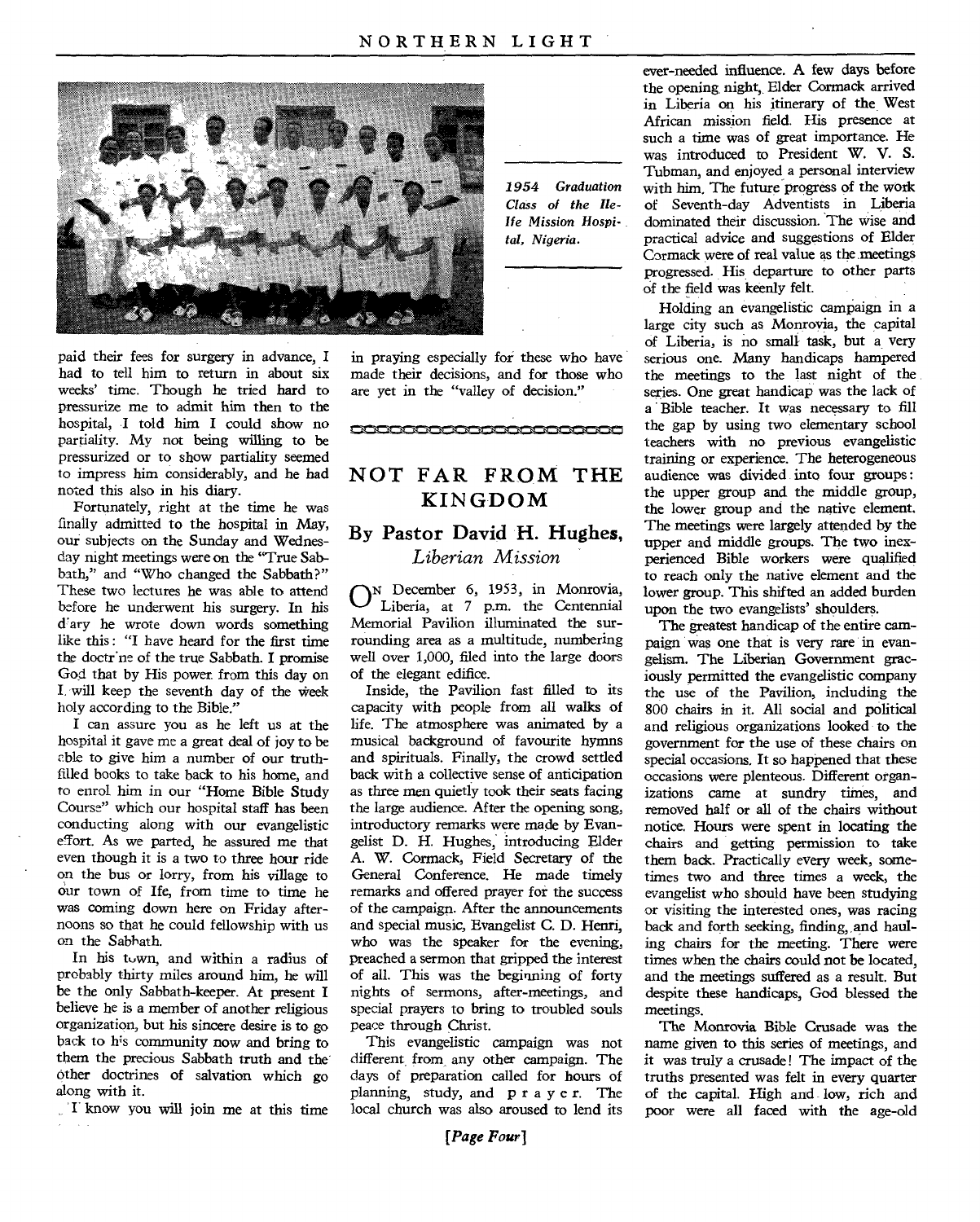*1954 Graduation Class of the Ile-Ife Mission Hospital, Nigeria.*

paid their fees for surgery in advance, I had to tell him to return in about six weeks' time. Though he tried hard to pressurize me to admit him then to the hospital, I told him I could show no partiality. My not being willing to be pressurized or to show partiality seemed to impress him considerably, and he had noted this also in his diary.

Fortunately, right at the time he was finally admitted to the hospital in May, our subjects on the Sunday and Wednesday night meetings were on the "True Sabbath," and "Who changed the Sabbath?" These two lectures he was able to attend before he underwent his surgery. In his diary he wrote down words something like this: "I have heard for the first time the doctrine of the true Sabbath. I promise God that by His power from this day on I will keep the seventh day of the week holy according to the Bible."

I can assure you as he left us at the hospital it gave me a great deal of joy to be able to give him a number of our truth-filled books to take back to his home, and to enrol him in our "Home Bible Study Course" which our hospital staff has been conducting along with our evangelistic effort. As we parted, he assured me that even though it is a two to three hour ride on the bus or lorry, from his village to our town of Ife, from time to time he was coming down here on Friday afternoons so that he could fellowship with us on the Sabbath.

In his town, and within a radius of probably thirty miles around him, he will be the only Sabbath-keeper. At present I believe he is a member of another religious organization, but his sincere desire is to go back to his community now and bring to them the precious Sabbath truth and the other doctrines of salvation which go along with it.

I know you will join me at this time in praying especially for these who have made their decisions, and for those who are yet in the "valley of decision."

# NOT FAR FROM THE KINGDOM

## By Pastor David H. Hughes, *Liberian Mission*

On December 6, 1953, in Monrovia, Liberia, at 7 p.m. the Centennial Memorial Pavilion illuminated the surrounding area as a multitude, numbering well over 1,000, filed into the large doors of the elegant edifice.

Inside, the Pavilion fast filled to its capacity with people from all walks of life. The atmosphere was animated by a musical background of favourite hymns and spirituals. Finally, the crowd settled back with a collective sense of anticipation as three men quietly took their seats facing the large audience. After the opening song, introductory remarks were made by Evangelist D. H. Hughes, introducing Elder A. W. Cormack, Field Secretary of the General Conference. He made timely remarks and offered prayer for the success of the campaign. After the announcements and special music, Evangelist C. D. Henri, who was the speaker for the evening, preached a sermon that gripped the interest of all. This was the beginning of forty nights of sermons, after-meetings, and special prayers to bring to troubled souls peace through Christ.

This evangelistic campaign was not different from any other campaign. The days of preparation called for hours of planning, study, and p r a y e r. The local church was also aroused to lend its ever-needed influence. A few days before the opening night, Elder Cormack arrived in Liberia on his itinerary of the West African mission field. His presence at such a time was of great importance. He was introduced to President W. V. S. Tubman, and enjoyed a personal interview with him. The future progress of the work of Seventh-day Adventists in Liberia dominated their discussion. The wise and practical advice and suggestions of Elder Cormack were of real value as the meetings progressed. His departure to other parts of the field was keenly felt.

Holding an evangelistic campaign in a large city such as Monrovia, the capital of Liberia, is no small task, but a very serious one. Many handicaps hampered the meetings to the last night of the series. One great handicap was the lack of a Bible teacher. It was necessary to fill the gap by using two elementary school teachers with no previous evangelistic training or experience. The heterogeneous audience was divided into four groups: the upper group and the middle group, the lower group and the native element. The meetings were largely attended by the upper and middle groups. The two inexperienced Bible workers were qualified to reach only the native element and the lower group. This shifted an added burden upon the two evangelists' shoulders.

The greatest handicap of the entire campaign was one that is very rare in evangelism. The Liberian Government graciously permitted the evangelistic company the use of the Pavilion, including the 800 chairs in it. All social and political and religious organizations looked to the government for the use of these chairs on special occasions. It so happened that these occasions were plenteous. Different organizations came at sundry times, and removed half or all of the chairs without notice. Hours were spent in locating the chairs and getting permission to take them back. Practically every week, sometimes two and three times a week, the evangelist who should have been studying or visiting the interested ones, was racing back and forth seeking, finding, and hauling chairs for the meeting. There were times when the chairs could not be located, and the meetings suffered as a result. But despite these handicaps, God blessed the meetings.

The Monrovia Bible Crusade was the name given to this series of meetings, and it was truly a crusade! The impact of the truths presented was felt in every quarter of the capital. High and low, rich and poor were all faced with the age-old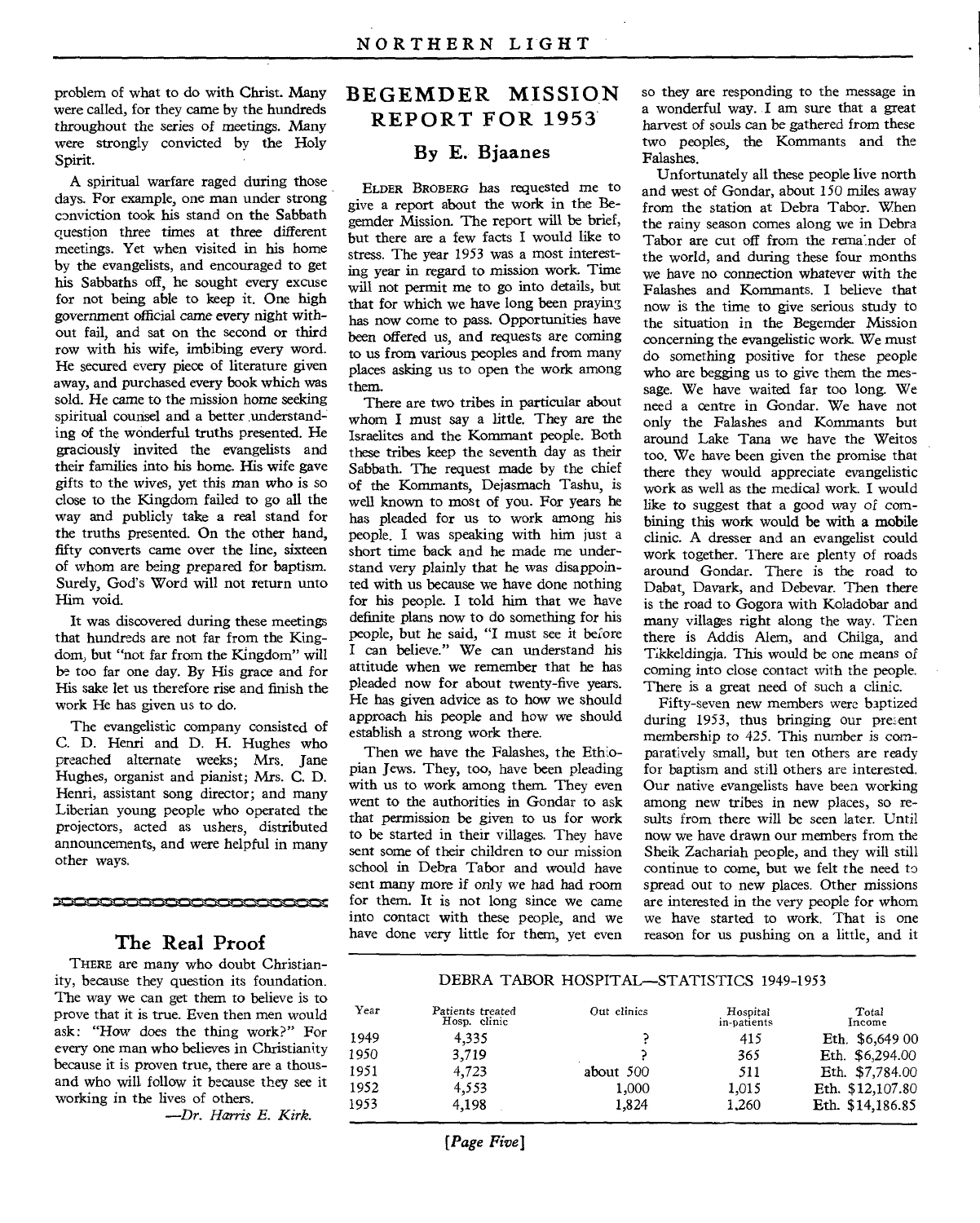problem of what to do with Christ. Many were called, for they came by the hundreds throughout the series of meetings. Many were strongly convicted by the Holy Spirit.

A spiritual warfare raged during those days. For example, one man under strong conviction took his stand on the Sabbath question three times at three different meetings. Yet when visited in his home by the evangelists, and encouraged to get his Sabbaths off, he sought every excuse for not being able to keep it. One high government official came every night without fail, and sat on the second or third row with his wife, imbibing every word. He secured every piece of literature given away, and purchased every book which was sold. He came to the mission home seeking spiritual counsel and a better understanding of the wonderful truths presented. He graciously invited the evangelists and their families into his home. His wife gave gifts to the wives, yet this man who is so close to the Kingdom failed to go all the way and publicly take a real stand for the truths presented. On the other hand, fifty converts came over the line, sixteen of whom are being prepared for baptism. Surely, God's Word will not return unto Him void.

It was discovered during these meetings that hundreds are not far from the Kingdom, but "not far from the Kingdom" will be too far one day. By His grace and for His sake let us therefore rise and finish the work He has given us to do.

The evangelistic company consisted of C. D. Henri and D. H. Hughes who preached alternate weeks; Mrs. Jane Hughes, organist and pianist; Mrs. C. D. Henri, assistant song director; and many Liberian young people who operated the projectors, acted as ushers, distributed announcements, and were helpful in many other ways.

## The Real Proof

THERE are many who doubt Christianity, because they question its foundation. The way we can get them to believe is to prove that it is true. Even then men would ask: "How does the thing work?" For every one man who believes in Christianity because it is proven true, there are a thousand who will follow it because they see it working in the lives of others.

—*Dr. Harris E. Kirk.*

## BEGEMDER MISSION REPORT FOR 1953

### By E. Bjaanes

ELDER BROBERG has requested me to give a report about the work in the Begemder Mission. The report will be brief, but there are a few facts I would like to stress. The year 1953 was a most interesting year in regard to mission work. Time will not permit me to go into details, but that for which we have long been praying has now come to pass. Opportunities have been offered us, and requests are coming to us from various peoples and from many places asking us to open the work among them.

There are two tribes in particular about whom I must say a little. They are the Israelites and the Kommant people. Both these tribes keep the seventh day as their Sabbath. The request made by the chief of the Kommants, Dejasmach Tashu, is well known to most of you. For years he has pleaded for us to work among his people. I was speaking with him just a short time back and he made me understand very plainly that he was disappointed with us because we have done nothing for his people. I told him that we have definite plans now to do something for his people, but he said, "I must see it before I can believe." We can understand his attitude when we remember that he has pleaded now for about twenty-five years. He has given advice as to how we should approach his people and how we should establish a strong work there.

Then we have the Falashes, the Ethiopian Jews. They, too, have been pleading with us to work among them. They even went to the authorities in Gondar to ask that permission be given to us for work to be started in their villages. They have sent some of their children to our mission school in Debra Tabor and would have sent many more if only we had had room for them. It is not long since we came into contact with these people, and we have done very little for them, yet even so they are responding to the message in a wonderful way. I am sure that a great harvest of souls can be gathered from these two peoples, the Kommants and the Falashes.

Unfortunately all these people live north and west of Gondar, about 150 miles away from the station at Debra Tabor. When the rainy season comes along we in Debra Tabor are cut off from the remainder of the world, and during these four months we have no connection whatever with the Falashes and Kommants. I believe that now is the time to give serious study to the situation in the Begemder Mission concerning the evangelistic work. We must do something positive for these people who are begging us to give them the message. We have waited far too long. We need a centre in Gondar. We have not only the Falashes and Kommants but around Lake Tana we have the Weitos too. We have been given the promise that there they would appreciate evangelistic work as well as the medical work. I would like to suggest that a good way of combining this work would be with a mobile clinic. A dresser and an evangelist could work together. There are plenty of roads around Gondar. There is the road to Dabat, Davark, and Debevar. Then there is the road to Gogora with Koladobar and many villages right along the way. Then there is Addis Alem, and Chilga, and Tikkeldingja. This would be one means of coming into close contact with the people. There is a great need of such a clinic.

Fifty-seven new members were baptized during 1953, thus bringing our present membership to 425. This number is comparatively small, but ten others are ready for baptism and still others are interested. Our native evangelists have been working among new tribes in new places, so results from there will be seen later. Until now we have drawn our members from the Sheik Zachariah people, and they will still continue to come, but we felt the need to spread out to new places. Other missions are interested in the very people for whom we have started to work. That is one reason for us pushing on a little, and it

### DEBRA TABOR HOSPITAL—STATISTICS 1949-1953

| Year | Patients treated Hosp. clinic | Out clinics | Hospital in-patients | Total Income |
|---|---|---|---|---|
| 1949 | 4,335 | ? | 415 | Eth. $6,649 00 |
| 1950 | 3,719 | ? | 365 | Eth. $6,294.00 |
| 1951 | 4,723 | about 500 | 511 | Eth. $7,784.00 |
| 1952 | 4,553 | 1,000 | 1,015 | Eth. $12,107.80 |
| 1953 | 4,198 | 1,824 | 1,260 | Eth. $14,186.85 |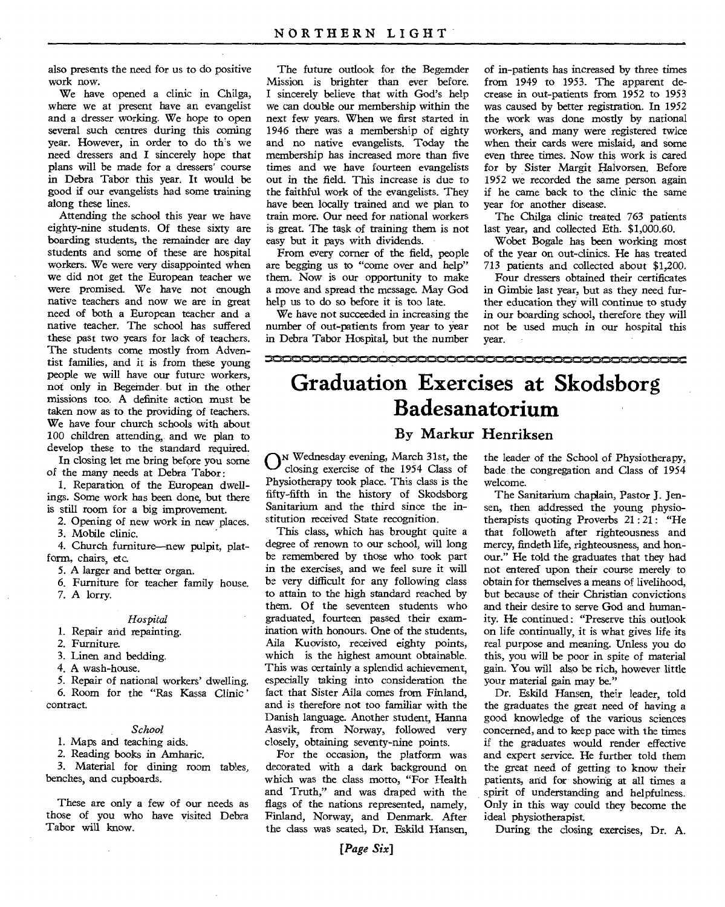also presents the need for us to do positive work now.

We have opened a clinic in Chilga, where we at present have an evangelist and a dresser working. We hope to open several such centres during this coming year. However, in order to do th's we need dressers and I sincerely hope that plans will be made for a dressers' course in Debra Tabor this year. It would be good if our evangelists had some training along these lines.

Attending the school this year we have eighty-nine students. Of these sixty are boarding students, the remainder are day students and some of these are hospital workers. We were very disappointed when we did not get the European teacher we were promised. We have not enough native teachers and now we are in great need of both a European teacher and a native teacher. The school has suffered these past two years for lack of teachers. The students come mostly from Adventist families, and it is from these young people we will have our future workers, not only in Begemder but in the other missions too. A definite action must be taken now as to the providing of teachers. We have four church schools with about 100 children attending, and we plan to develop these to the standard required.

In closing let me bring before you some of the many needs at Debra Tabor:

1. Reparation of the European dwellings. Some work has been done, but there is still room for a big improvement.
2. Opening of new work in new places.
3. Mobile clinic.
4. Church furniture—new pulpit, platform, chairs, etc.
5. A larger and better organ.
6. Furniture for teacher family house.
7. A lorry.

*Hospital*

1. Repair and repainting.
2. Furniture.
3. Linen and bedding.
4. A wash-house.
5. Repair of national workers' dwelling.
6. Room for the "Ras Kassa Clinic' contract.

*School*

1. Maps and teaching aids.
2. Reading books in Amharic.
3. Material for dining room tables, benches, and cupboards.

These are only a few of our needs as those of you who have visited Debra Tabor will know.

The future outlook for the Begemder Mission is brighter than ever before. I sincerely believe that with God's help we can double our membership within the next few years. When we first started in 1946 there was a membership of eighty and no native evangelists. Today the membership has increased more than five times and we have fourteen evangelists out in the field. This increase is due to the faithful work of the evangelists. They have been locally trained and we plan to train more. Our need for national workers is great. The task of training them is not easy but it pays with dividends.

From every corner of the field, people are begging us to "come over and help" them. Now is our opportunity to make a move and spread the message. May God help us to do so before it is too late.

We have not succeeded in increasing the number of out-patients from year to year in Debra Tabor Hospital, but the number of in-patients has increased by three times from 1949 to 1953. The apparent decrease in out-patients from 1952 to 1953 was caused by better registration. In 1952 the work was done mostly by national workers, and many were registered twice when their cards were mislaid, and some even three times. Now this work is cared for by Sister Margit Halvorsen. Before 1952 we recorded the same person again if he came back to the clinic the same year for another disease.

The Chilga clinic treated 763 patients last year, and collected Eth. $1,000.60.

Wobet Bogale has been working most of the year on out-clinics. He has treated 713 patients and collected about $1,200.

Four dressers obtained their certificates in Gimbie last year, but as they need further education they will continue to study in our boarding school, therefore they will not be used much in our hospital this year.

# Graduation Exercises at Skodsborg Badesanatorium

### By Markur Henriksen

On Wednesday evening, March 31st, the closing exercise of the 1954 Class of Physiotherapy took place. This class is the fifty-fifth in the history of Skodsborg Sanitarium and the third since the institution received State recognition.

This class, which has brought quite a degree of renown to our school, will long be remembered by those who took part in the exercises, and we feel sure it will be very difficult for any following class to attain to the high standard reached by them. Of the seventeen students who graduated, fourteen passed their examination with honours. One of the students, Aila Kuovisto, received eighty points, which is the highest amount obtainable. This was certainly a splendid achievement, especially taking into consideration the fact that Sister Aila comes from Finland, and is therefore not too familiar with the Danish language. Another student, Hanna Aasvik, from Norway, followed very closely, obtaining seventy-nine points.

For the occasion, the platform was decorated with a dark background on which was the class motto, "For Health and Truth," and was draped with the flags of the nations represented, namely, Finland, Norway, and Denmark. After the class was seated, Dr. Eskild Hansen, the leader of the School of Physiotherapy, bade the congregation and Class of 1954 welcome.

The Sanitarium chaplain, Pastor J. Jensen, then addressed the young physiotherapists quoting Proverbs 21:21: "He that followeth after righteousness and mercy, findeth life, righteousness, and honour." He told the graduates that they had not entered upon their course merely to obtain for themselves a means of livelihood, but because of their Christian convictions and their desire to serve God and humanity. He continued: "Preserve this outlook on life continually, it is what gives life its real purpose and meaning. Unless you do this, you will be poor in spite of material gain. You will also be rich, however little your material gain may be."

Dr. Eskild Hansen, their leader, told the graduates the great need of having a good knowledge of the various sciences concerned, and to keep pace with the times if the graduates would render effective and expert service. He further told them the great need of getting to know their patients, and for showing at all times a spirit of understanding and helpfulness. Only in this way could they become the ideal physiotherapist.

During the closing exercises, Dr. A.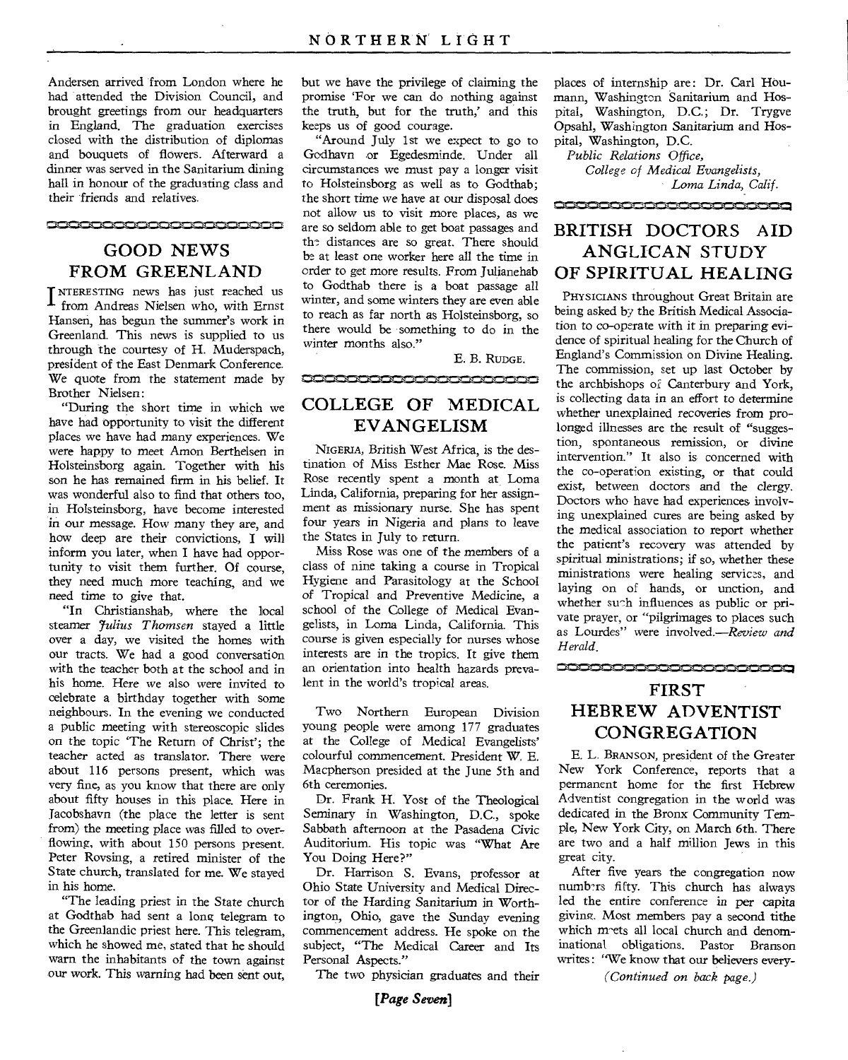Andersen arrived from London where he had attended the Division Council, and brought greetings from our headquarters in England. The graduation exercises closed with the distribution of diplomas and bouquets of flowers. Afterward a dinner was served in the Sanitarium dining hall in honour of the graduating class and their friends and relatives.

## GOOD NEWS FROM GREENLAND

INTERESTING news has just reached us from Andreas Nielsen who, with Ernst Hansen, has begun the summer's work in Greenland. This news is supplied to us through the courtesy of H. Muderspach, president of the East Denmark Conference. We quote from the statement made by Brother Nielsen:

"During the short time in which we have had opportunity to visit the different places we have had many experiences. We were happy to meet Amon Berthelsen in Holsteinsborg again. Together with his son he has remained firm in his belief. It was wonderful also to find that others too, in Holsteinsborg, have become interested in our message. How many they are, and how deep are their convictions, I will inform you later, when I have had opportunity to visit them further. Of course, they need much more teaching, and we need time to give that.

"In Christianshab, where the local steamer *Julius Thomsen* stayed a little over a day, we visited the homes with our tracts. We had a good conversation with the teacher both at the school and in his home. Here we also were invited to celebrate a birthday together with some neighbours. In the evening we conducted a public meeting with stereoscopic slides on the topic 'The Return of Christ'; the teacher acted as translator. There were about 116 persons present, which was very fine, as you know that there are only about fifty houses in this place. Here in Jacobshavn (the place the letter is sent from) the meeting place was filled to overflowing, with about 150 persons present. Peter Rovsing, a retired minister of the State church, translated for me. We stayed in his home.

"The leading priest in the State church at Godthab had sent a long telegram to the Greenlandic priest here. This telegram, which he showed me, stated that he should warn the inhabitants of the town against our work. This warning had been sent out, but we have the privilege of claiming the promise 'For we can do nothing against the truth, but for the truth,' and this keeps us of good courage.

"Around July 1st we expect to go to Godhavn or Egedesminde. Under all circumstances we must pay a longer visit to Holsteinsborg as well as to Godthab; the short time we have at our disposal does not allow us to visit more places, as we are so seldom able to get boat passages and the distances are so great. There should be at least one worker here all the time in order to get more results. From Julianehab to Godthab there is a boat passage all winter, and some winters they are even able to reach as far north as Holsteinsborg, so there would be something to do in the winter months also."

E. B. RUDGE.

## COLLEGE OF MEDICAL EVANGELISM

NIGERIA, British West Africa, is the destination of Miss Esther Mae Rose. Miss Rose recently spent a month at Loma Linda, California, preparing for her assignment as missionary nurse. She has spent four years in Nigeria and plans to leave the States in July to return.

Miss Rose was one of the members of a class of nine taking a course in Tropical Hygiene and Parasitology at the School of Tropical and Preventive Medicine, a school of the College of Medical Evangelists, in Loma Linda, California. This course is given especially for nurses whose interests are in the tropics. It give them an orientation into health hazards prevalent in the world's tropical areas.

Two Northern European Division young people were among 177 graduates at the College of Medical Evangelists' colourful commencement. President W. E. Macpherson presided at the June 5th and 6th ceremonies.

Dr. Frank H. Yost of the Theological Seminary in Washington, D.C., spoke Sabbath afternoon at the Pasadena Civic Auditorium. His topic was "What Are You Doing Here?"

Dr. Harrison S. Evans, professor at Ohio State University and Medical Director of the Harding Sanitarium in Worthington, Ohio, gave the Sunday evening commencement address. He spoke on the subject, "The Medical Career and Its Personal Aspects."

The two physician graduates and their places of internship are: Dr. Carl Houmann, Washington Sanitarium and Hospital, Washington, D.C.; Dr. Trygve Opsahl, Washington Sanitarium and Hospital, Washington, D.C.

*Public Relations Office,*
*College of Medical Evangelists,*
*Loma Linda, Calif.*

## BRITISH DOCTORS AID ANGLICAN STUDY OF SPIRITUAL HEALING

PHYSICIANS throughout Great Britain are being asked by the British Medical Association to co-operate with it in preparing evidence of spiritual healing for the Church of England's Commission on Divine Healing. The commission, set up last October by the archbishops of Canterbury and York, is collecting data in an effort to determine whether unexplained recoveries from prolonged illnesses are the result of "suggestion, spontaneous remission, or divine intervention." It also is concerned with the co-operation existing, or that could exist, between doctors and the clergy. Doctors who have had experiences involving unexplained cures are being asked by the medical association to report whether the patient's recovery was attended by spiritual ministrations; if so, whether these ministrations were healing services, and laying on of hands, or unction, and whether such influences as public or private prayer, or "pilgrimages to places such as Lourdes" were involved.—*Review and Herald.*

## FIRST HEBREW ADVENTIST CONGREGATION

E. L. BRANSON, president of the Greater New York Conference, reports that a permanent home for the first Hebrew Adventist congregation in the world was dedicated in the Bronx Community Temple, New York City, on March 6th. There are two and a half million Jews in this great city.

After five years the congregation now numbers fifty. This church has always led the entire conference in per capita giving. Most members pay a second tithe which meets all local church and denominational obligations. Pastor Branson writes: "We know that our believers every-

*(Continued on back page.)*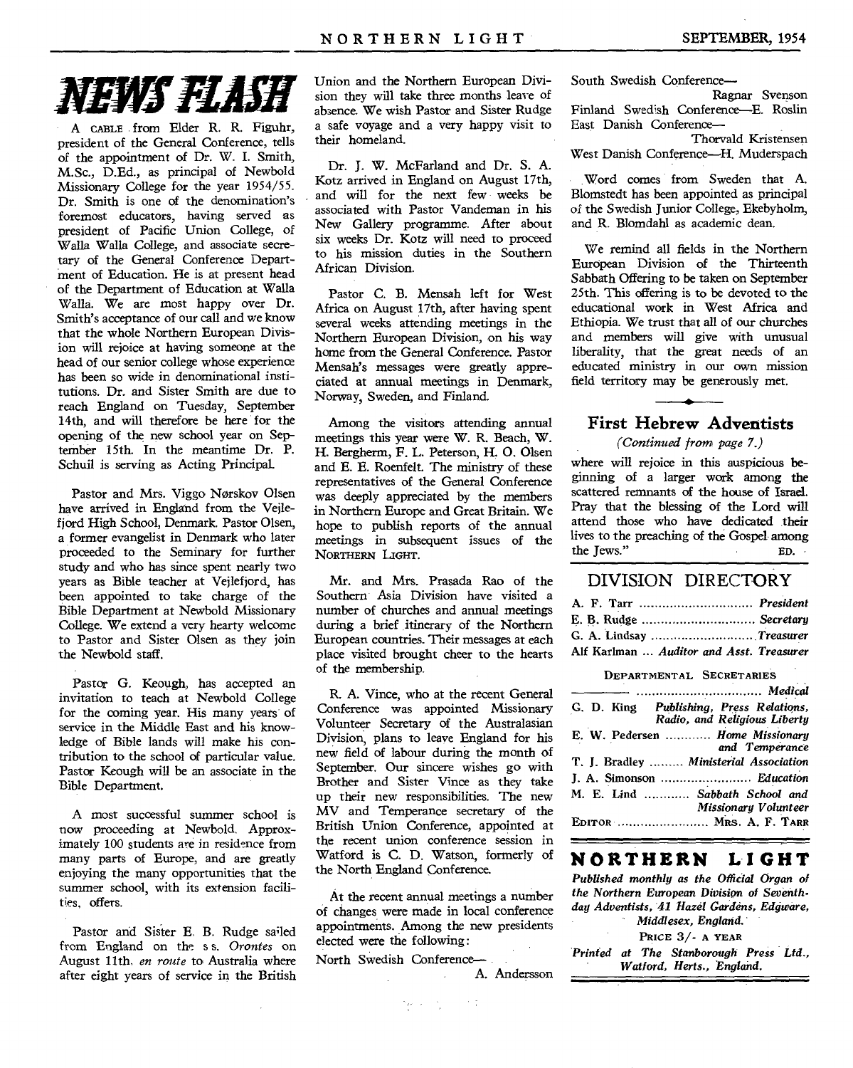# NEWS FLASH

A CABLE from Elder R. R. Figuhr, president of the General Conference, tells of the appointment of Dr. W. I. Smith, M.Sc., D.Ed., as principal of Newbold Missionary College for the year 1954/55. Dr. Smith is one of the denomination's foremost educators, having served as president of Pacific Union College, of Walla Walla College, and associate secretary of the General Conference Department of Education. He is at present head of the Department of Education at Walla Walla. We are most happy over Dr. Smith's acceptance of our call and we know that the whole Northern European Division will rejoice at having someone at the head of our senior college whose experience has been so wide in denominational institutions. Dr. and Sister Smith are due to reach England on Tuesday, September 14th, and will therefore be here for the opening of the new school year on September 15th. In the meantime Dr. P. Schuil is serving as Acting Principal.

Pastor and Mrs. Viggo Nørskov Olsen have arrived in England from the Vejlefjord High School, Denmark. Pastor Olsen, a former evangelist in Denmark who later proceeded to the Seminary for further study and who has since spent nearly two years as Bible teacher at Vejlefjord, has been appointed to take charge of the Bible Department at Newbold Missionary College. We extend a very hearty welcome to Pastor and Sister Olsen as they join the Newbold staff.

Pastor G. Keough, has accepted an invitation to teach at Newbold College for the coming year. His many years of service in the Middle East and his knowledge of Bible lands will make his contribution to the school of particular value. Pastor Keough will be an associate in the Bible Department.

A most successful summer school is now proceeding at Newbold. Approximately 100 students are in residence from many parts of Europe, and are greatly enjoying the many opportunities that the summer school, with its extension facilities, offers.

Pastor and Sister E. B. Rudge sailed from England on the s.s. *Orontes* on August 11th, *en route* to Australia where after eight years of service in the British Union and the Northern European Division they will take three months leave of absence. We wish Pastor and Sister Rudge a safe voyage and a very happy visit to their homeland.

Dr. J. W. McFarland and Dr. S. A. Kotz arrived in England on August 17th, and will for the next few weeks be associated with Pastor Vandeman in his New Gallery programme. After about six weeks Dr. Kotz will need to proceed to his mission duties in the Southern African Division.

Pastor C. B. Mensah left for West Africa on August 17th, after having spent several weeks attending meetings in the Northern European Division, on his way home from the General Conference. Pastor Mensah's messages were greatly appreciated at annual meetings in Denmark, Norway, Sweden, and Finland.

Among the visitors attending annual meetings this year were W. R. Beach, W. H. Bergherm, F. L. Peterson, H. O. Olsen and E. E. Roenfelt. The ministry of these representatives of the General Conference was deeply appreciated by the members in Northern Europe and Great Britain. We hope to publish reports of the annual meetings in subsequent issues of the NORTHERN LIGHT.

Mr. and Mrs. Prasada Rao of the Southern Asia Division have visited a number of churches and annual meetings during a brief itinerary of the Northern European countries. Their messages at each place visited brought cheer to the hearts of the membership.

R. A. Vince, who at the recent General Conference was appointed Missionary Volunteer Secretary of the Australasian Division, plans to leave England for his new field of labour during the month of September. Our sincere wishes go with Brother and Sister Vince as they take up their new responsibilities. The new MV and Temperance secretary of the British Union Conference, appointed at the recent union conference session in Watford is C. D. Watson, formerly of the North England Conference.

At the recent annual meetings a number of changes were made in local conference appointments. Among the new presidents elected were the following:

North Swedish Conference—A. Andersson
South Swedish Conference—Ragnar Svenson
Finland Swedish Conference—E. Roslin
East Danish Conference—Thorvald Kristensen
West Danish Conference—H. Muderspach

Word comes from Sweden that A. Blomstedt has been appointed as principal of the Swedish Junior College, Ekebyholm, and R. Blomdahl as academic dean.

We remind all fields in the Northern European Division of the Thirteenth Sabbath Offering to be taken on September 25th. This offering is to be devoted to the educational work in West Africa and Ethiopia. We trust that all of our churches and members will give with unusual liberality, that the great needs of an educated ministry in our own mission field territory may be generously met.

## First Hebrew Adventists

*(Continued from page 7.)*

where will rejoice in this auspicious beginning of a larger work among the scattered remnants of the house of Israel. Pray that the blessing of the Lord will attend those who have dedicated their lives to the preaching of the Gospel among the Jews." ED.

## DIVISION DIRECTORY

A. F. Tarr ........ *President*
E. B. Rudge ........ *Secretary*
G. A. Lindsay ........ *Treasurer*
Alf Karlman ... *Auditor and Asst. Treasurer*

DEPARTMENTAL SECRETARIES

———— ........ *Medical*
G. D. King ........ *Publishing, Press Relations, Radio, and Religious Liberty*
E. W. Pedersen ........ *Home Missionary and Temperance*
T. J. Bradley ........ *Ministerial Association*
J. A. Simonson ........ *Education*
M. E. Lind ........ *Sabbath School and Missionary Volunteer*
EDITOR ........ MRS. A. F. TARR

## NORTHERN LIGHT

*Published monthly as the Official Organ of the Northern European Division of Seventh-day Adventists, 41 Hazel Gardens, Edgware, Middlesex, England.*

PRICE 3/- A YEAR

*Printed at The Stanborough Press Ltd., Watford, Herts., England.*